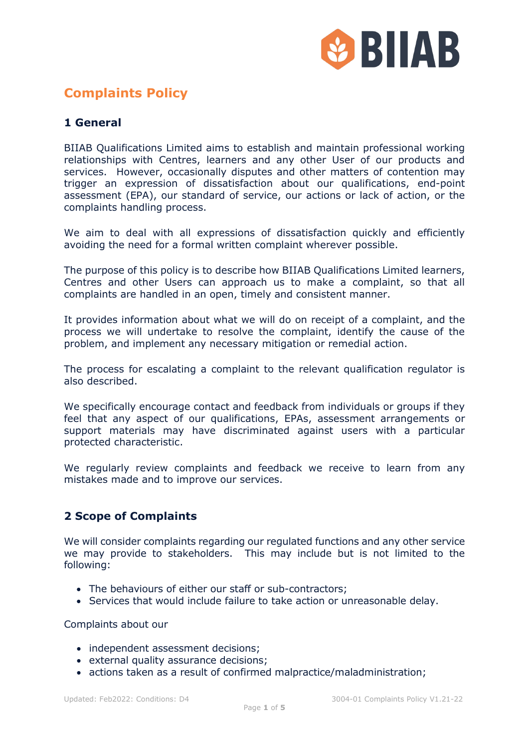# Complaints Policy

## 1 General

BIIAB Qualifications Limited aims to establish and maintain professional working relationships with Centres, learners and any other User of our products and services. However, occasionally disputes and other matters of contention may trigger an expression of dissatisfaction about our qualifications, end-point assessment (EPA), our standard of service, our actions or lack of action, or the complaints handling process.

We aim to deal with all expressions of dissatisfaction quickly and efficiently avoiding the need for a formal written complaint wherever possible.

The purpose of this policy is to describe how BIIAB Qualifications Limited learners, Centres and other Users can approach us to make a complaint, so that all complaints are handled in an open, timely and consistent manner.

It provides information about what we will do on receipt of a complaint, and the process we will undertake to resolve the complaint, identify the cause of the problem, and implement any necessary mitigation or remedial action.

The process for escalating a complaint to the relevant qualification regulator is also described.

We specifically encourage contact and feedback from individuals or groups if they feel that any aspect of our qualifications, EPAs, assessment arrangements or support materials may have discriminated against users with a particular protected characteristic.

We regularly review complaints and feedback we receive to learn from any mistakes made and to improve our services.

## 2 Scope of Complaints

We will consider complaints regarding our regulated functions and any other service we may provide to stakeholders. This may include but is not limited to the following:

- The behaviours of either our staff or sub-contractors;
- Services that would include failure to take action or unreasonable delay.

Complaints about our

- independent assessment decisions;
- external quality assurance decisions;
- actions taken as a result of confirmed malpractice/maladministration;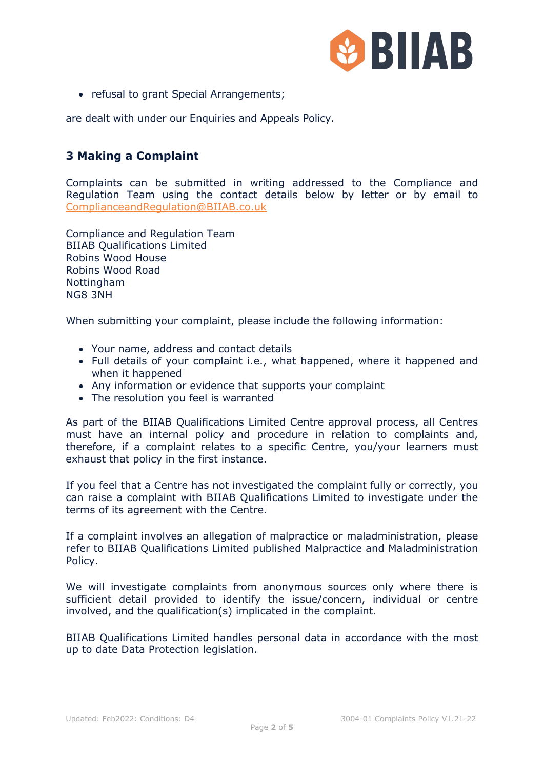- refusal to grant Special Arrangements;

are dealt with under our Enquiries and Appeals Policy.

## 3 Making a Complaint

Complaints can be submitted in writing addressed to the Compliance and Regulation Team using the contact details below by letter or by email to ComplianceandRegulation@BIIAB.co.uk

Compliance and Regulation Team
BIIAB Qualifications Limited
Robins Wood House
Robins Wood Road
Nottingham
NG8 3NH

When submitting your complaint, please include the following information:

- Your name, address and contact details
- Full details of your complaint i.e., what happened, where it happened and when it happened
- Any information or evidence that supports your complaint
- The resolution you feel is warranted

As part of the BIIAB Qualifications Limited Centre approval process, all Centres must have an internal policy and procedure in relation to complaints and, therefore, if a complaint relates to a specific Centre, you/your learners must exhaust that policy in the first instance.

If you feel that a Centre has not investigated the complaint fully or correctly, you can raise a complaint with BIIAB Qualifications Limited to investigate under the terms of its agreement with the Centre.

If a complaint involves an allegation of malpractice or maladministration, please refer to BIIAB Qualifications Limited published Malpractice and Maladministration Policy.

We will investigate complaints from anonymous sources only where there is sufficient detail provided to identify the issue/concern, individual or centre involved, and the qualification(s) implicated in the complaint.

BIIAB Qualifications Limited handles personal data in accordance with the most up to date Data Protection legislation.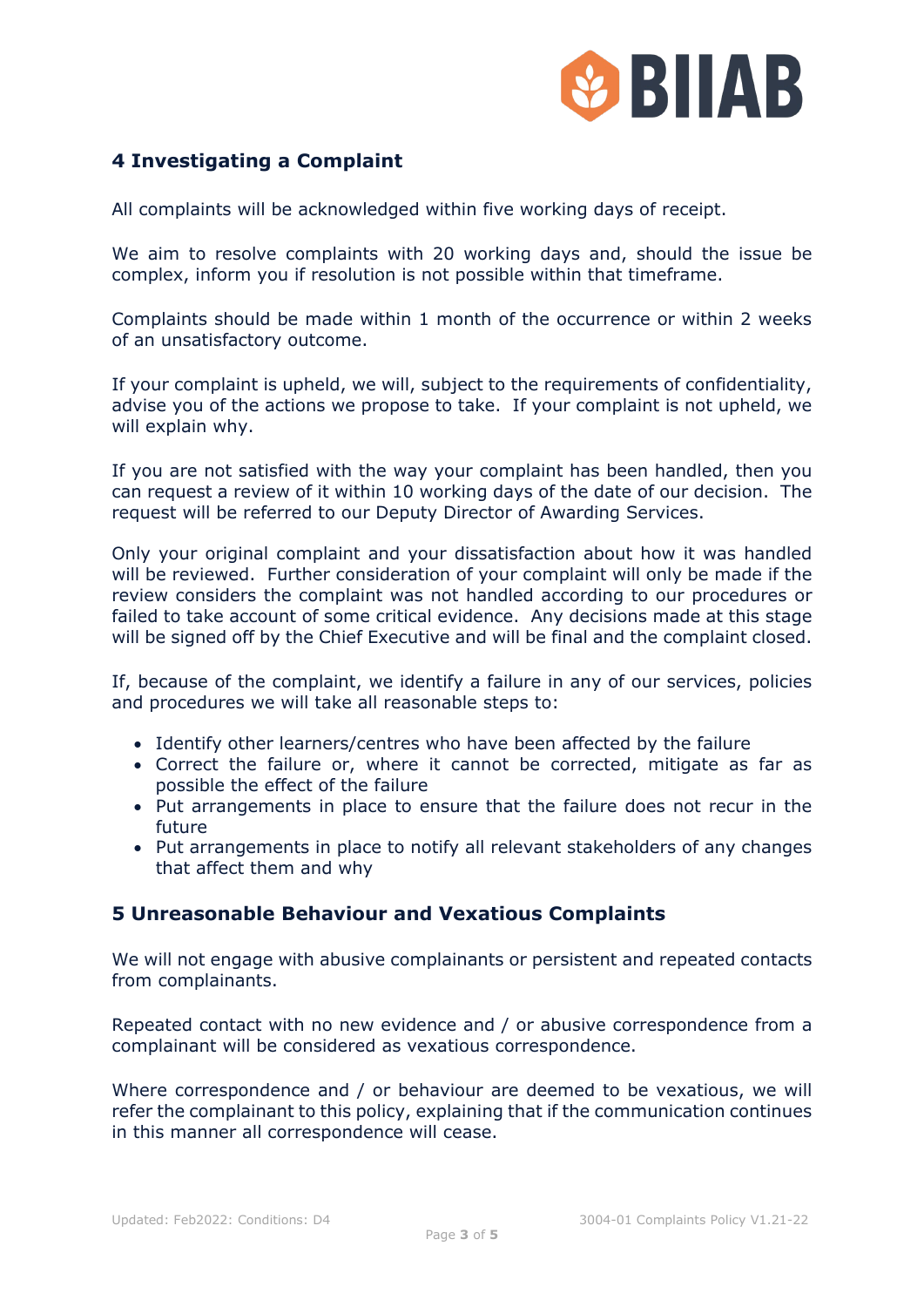## 4 Investigating a Complaint

All complaints will be acknowledged within five working days of receipt.

We aim to resolve complaints with 20 working days and, should the issue be complex, inform you if resolution is not possible within that timeframe.

Complaints should be made within 1 month of the occurrence or within 2 weeks of an unsatisfactory outcome.

If your complaint is upheld, we will, subject to the requirements of confidentiality, advise you of the actions we propose to take. If your complaint is not upheld, we will explain why.

If you are not satisfied with the way your complaint has been handled, then you can request a review of it within 10 working days of the date of our decision. The request will be referred to our Deputy Director of Awarding Services.

Only your original complaint and your dissatisfaction about how it was handled will be reviewed. Further consideration of your complaint will only be made if the review considers the complaint was not handled according to our procedures or failed to take account of some critical evidence. Any decisions made at this stage will be signed off by the Chief Executive and will be final and the complaint closed.

If, because of the complaint, we identify a failure in any of our services, policies and procedures we will take all reasonable steps to:

- Identify other learners/centres who have been affected by the failure
- Correct the failure or, where it cannot be corrected, mitigate as far as possible the effect of the failure
- Put arrangements in place to ensure that the failure does not recur in the future
- Put arrangements in place to notify all relevant stakeholders of any changes that affect them and why

## 5 Unreasonable Behaviour and Vexatious Complaints

We will not engage with abusive complainants or persistent and repeated contacts from complainants.

Repeated contact with no new evidence and / or abusive correspondence from a complainant will be considered as vexatious correspondence.

Where correspondence and / or behaviour are deemed to be vexatious, we will refer the complainant to this policy, explaining that if the communication continues in this manner all correspondence will cease.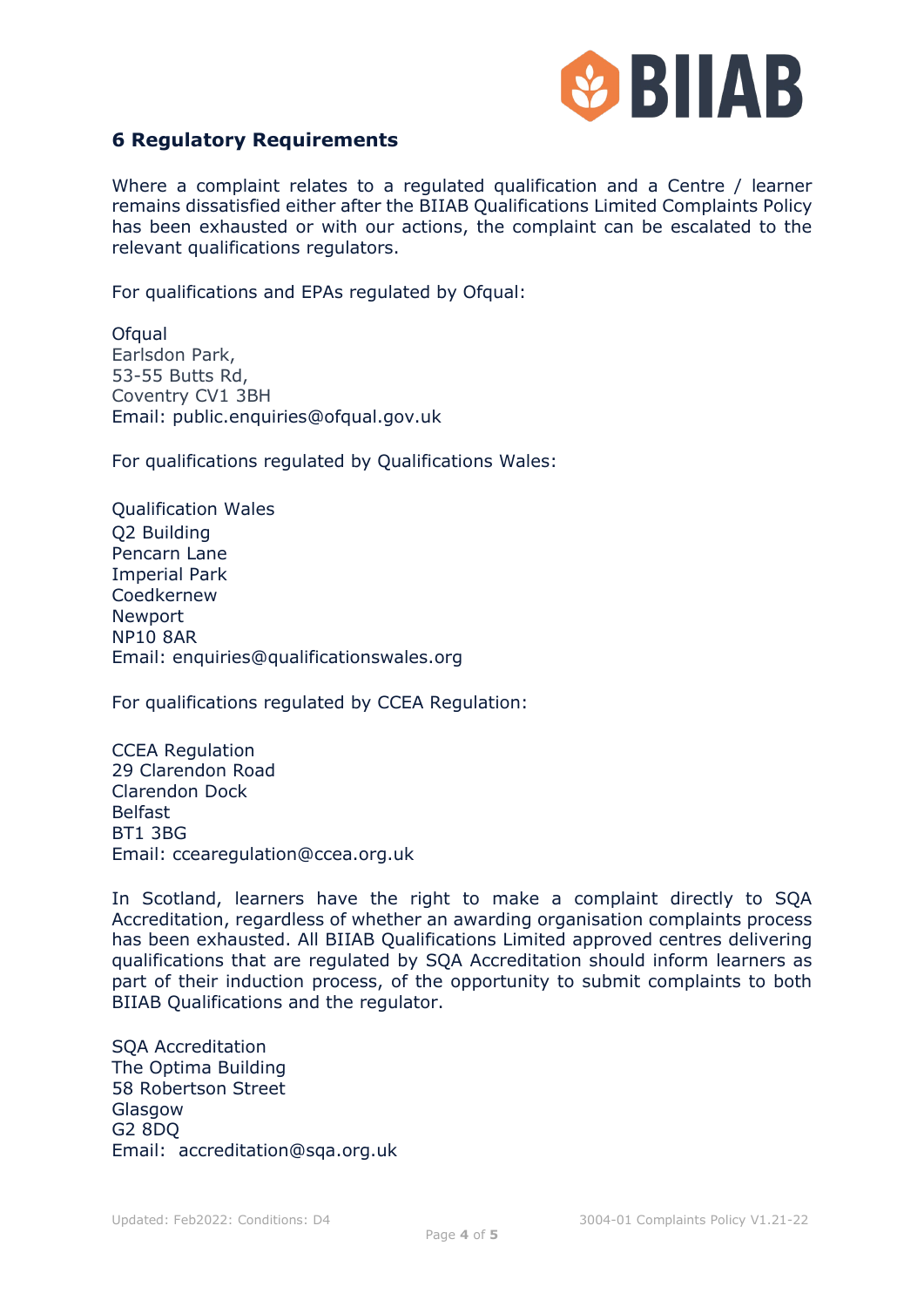## 6 Regulatory Requirements

Where a complaint relates to a regulated qualification and a Centre / learner remains dissatisfied either after the BIIAB Qualifications Limited Complaints Policy has been exhausted or with our actions, the complaint can be escalated to the relevant qualifications regulators.

For qualifications and EPAs regulated by Ofqual:

Ofqual  
Earlsdon Park,  
53-55 Butts Rd,  
Coventry CV1 3BH  
Email: public.enquiries@ofqual.gov.uk

For qualifications regulated by Qualifications Wales:

Qualification Wales  
Q2 Building  
Pencarn Lane  
Imperial Park  
Coedkernew  
Newport  
NP10 8AR  
Email: enquiries@qualificationswales.org

For qualifications regulated by CCEA Regulation:

CCEA Regulation  
29 Clarendon Road  
Clarendon Dock  
Belfast  
BT1 3BG  
Email: ccearegulation@ccea.org.uk

In Scotland, learners have the right to make a complaint directly to SQA Accreditation, regardless of whether an awarding organisation complaints process has been exhausted. All BIIAB Qualifications Limited approved centres delivering qualifications that are regulated by SQA Accreditation should inform learners as part of their induction process, of the opportunity to submit complaints to both BIIAB Qualifications and the regulator.

SQA Accreditation  
The Optima Building  
58 Robertson Street  
Glasgow  
G2 8DQ  
Email: accreditation@sqa.org.uk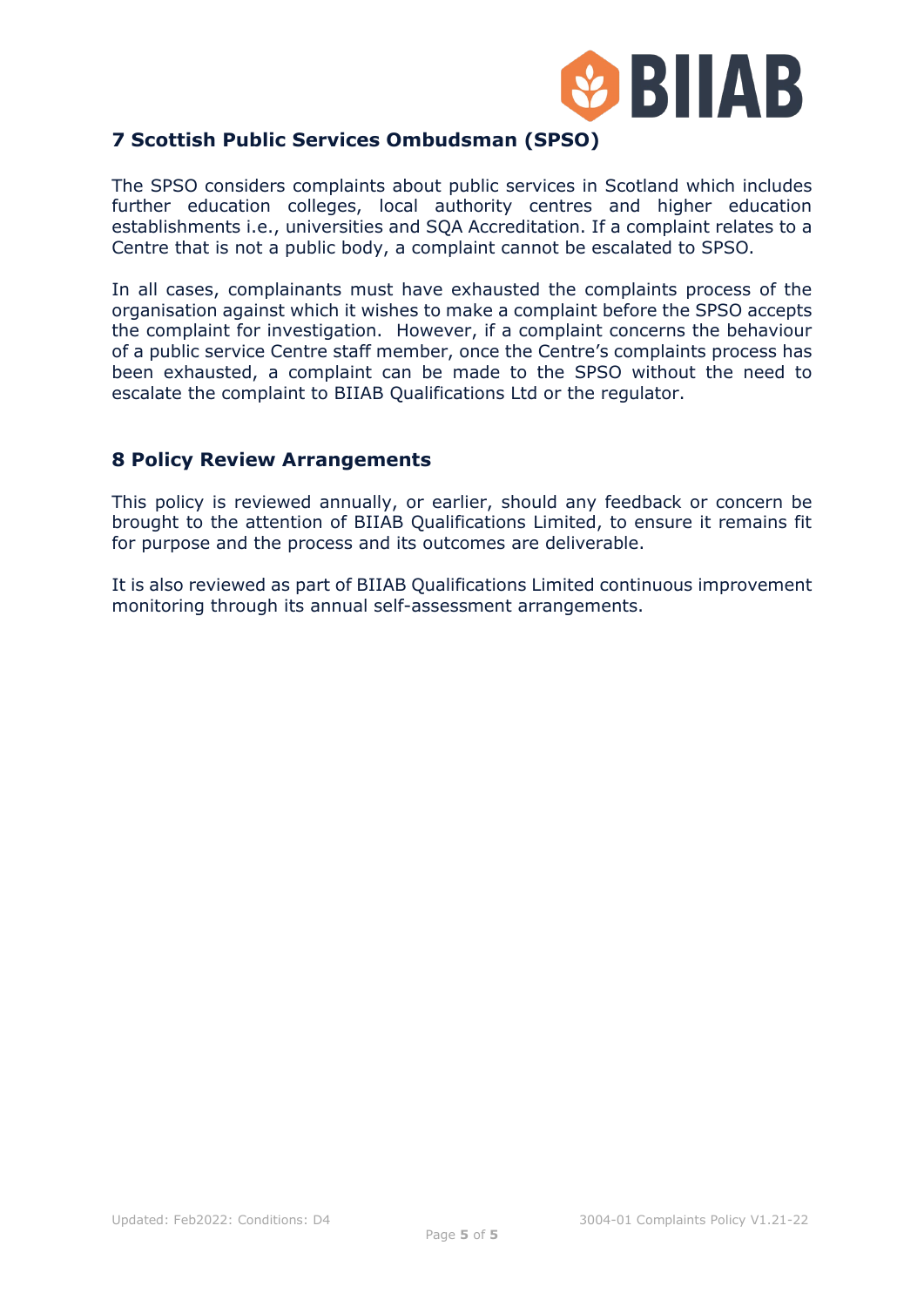## 7 Scottish Public Services Ombudsman (SPSO)

The SPSO considers complaints about public services in Scotland which includes further education colleges, local authority centres and higher education establishments i.e., universities and SQA Accreditation. If a complaint relates to a Centre that is not a public body, a complaint cannot be escalated to SPSO.

In all cases, complainants must have exhausted the complaints process of the organisation against which it wishes to make a complaint before the SPSO accepts the complaint for investigation. However, if a complaint concerns the behaviour of a public service Centre staff member, once the Centre's complaints process has been exhausted, a complaint can be made to the SPSO without the need to escalate the complaint to BIIAB Qualifications Ltd or the regulator.

## 8 Policy Review Arrangements

This policy is reviewed annually, or earlier, should any feedback or concern be brought to the attention of BIIAB Qualifications Limited, to ensure it remains fit for purpose and the process and its outcomes are deliverable.

It is also reviewed as part of BIIAB Qualifications Limited continuous improvement monitoring through its annual self-assessment arrangements.